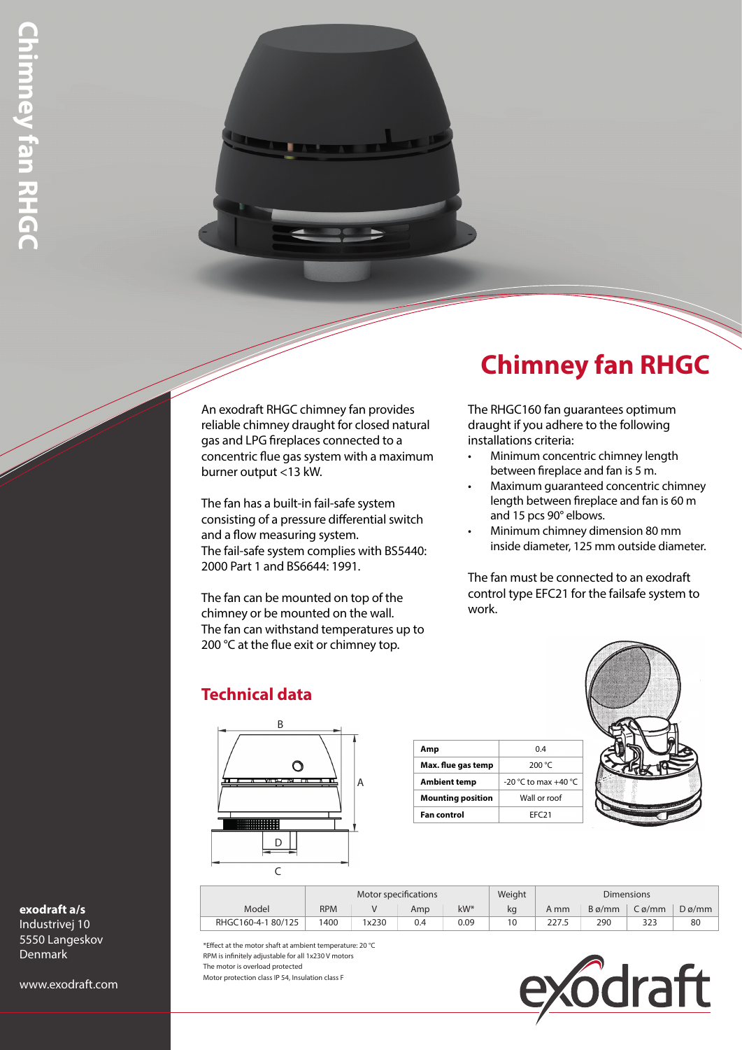# Chimney fan RHGC

An exodraft RHGC chimney fan provides reliable chimney draught for closed natural gas and LPG fireplaces connected to a concentric flue gas system with a maximum burner output <13 kW.

The fan has a built-in fail-safe system consisting of a pressure differential switch and a flow measuring system.
The fail-safe system complies with BS5440: 2000 Part 1 and BS6644: 1991.

The fan can be mounted on top of the chimney or be mounted on the wall.
The fan can withstand temperatures up to 200 °C at the flue exit or chimney top.

The RHGC160 fan guarantees optimum draught if you adhere to the following installations criteria:

- Minimum concentric chimney length between fireplace and fan is 5 m.
- Maximum guaranteed concentric chimney length between fireplace and fan is 60 m and 15 pcs 90° elbows.
- Minimum chimney dimension 80 mm inside diameter, 125 mm outside diameter.

The fan must be connected to an exodraft control type EFC21 for the failsafe system to work.

## Technical data

| | |
|---|---|
| **Amp** | 0.4 |
| **Max. flue gas temp** | 200 °C |
| **Ambient temp** | -20 °C to max +40 °C |
| **Mounting position** | Wall or roof |
| **Fan control** | EFC21 |

| | Motor specifications | | | | Weight | Dimensions | | | |
|---|---|---|---|---|---|---|---|---|---|
| Model | RPM | V | Amp | kW* | kg | A mm | B ø/mm | C ø/mm | D ø/mm |
| RHGC160-4-1 80/125 | 1400 | 1x230 | 0.4 | 0.09 | 10 | 227.5 | 290 | 323 | 80 |

*Effect at the motor shaft at ambient temperature: 20 °C
RPM is infinitely adjustable for all 1x230 V motors
The motor is overload protected
Motor protection class IP 54, Insulation class F

**exodraft a/s**
Industrivej 10
5550 Langeskov
Denmark

www.exodraft.com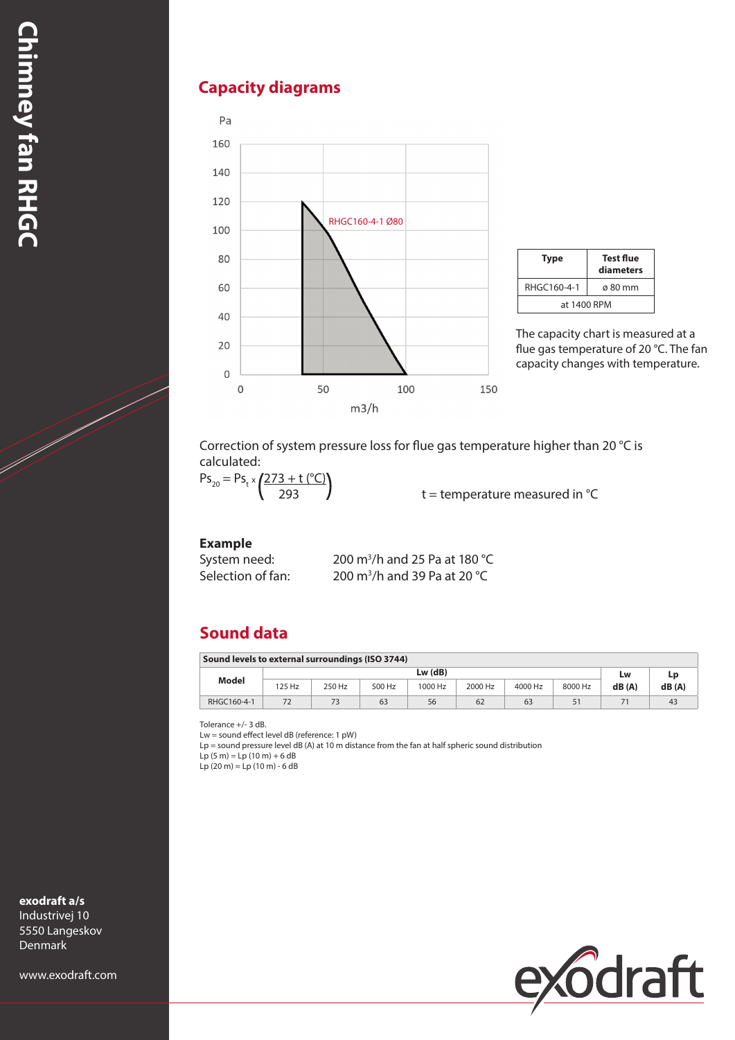## Capacity diagrams

Pa
160
140
120
100
80
60
40
20
0
0
50
100
150
m3/h
RHGC160-4-1 Ø80

| Type | Test flue diameters |
|---|---|
| RHGC160-4-1 | ø 80 mm |
| at 1400 RPM | |

The capacity chart is measured at a flue gas temperature of 20 °C. The fan capacity changes with temperature.

Correction of system pressure loss for flue gas temperature higher than 20 °C is calculated:

$$Ps_{20} = Ps_t \times \left(\frac{273 + t\,(°C)}{293}\right)$$

t = temperature measured in °C

**Example**

System need: 200 m³/h and 25 Pa at 180 °C
Selection of fan: 200 m³/h and 39 Pa at 20 °C

## Sound data

| Sound levels to external surroundings (ISO 3744) | | | | | | | | | |
|---|---|---|---|---|---|---|---|---|---|
| **Model** | **Lw (dB)** | | | | | | | **Lw** | **Lp** |
| | 125 Hz | 250 Hz | 500 Hz | 1000 Hz | 2000 Hz | 4000 Hz | 8000 Hz | **dB (A)** | **dB (A)** |
| RHGC160-4-1 | 72 | 73 | 63 | 56 | 62 | 63 | 51 | 71 | 43 |

Tolerance +/- 3 dB.
Lw = sound effect level dB (reference: 1 pW)
Lp = sound pressure level dB (A) at 10 m distance from the fan at half spheric sound distribution
Lp (5 m) = Lp (10 m) + 6 dB
Lp (20 m) = Lp (10 m) - 6 dB

**exodraft a/s**
Industrivej 10
5550 Langeskov
Denmark

www.exodraft.com